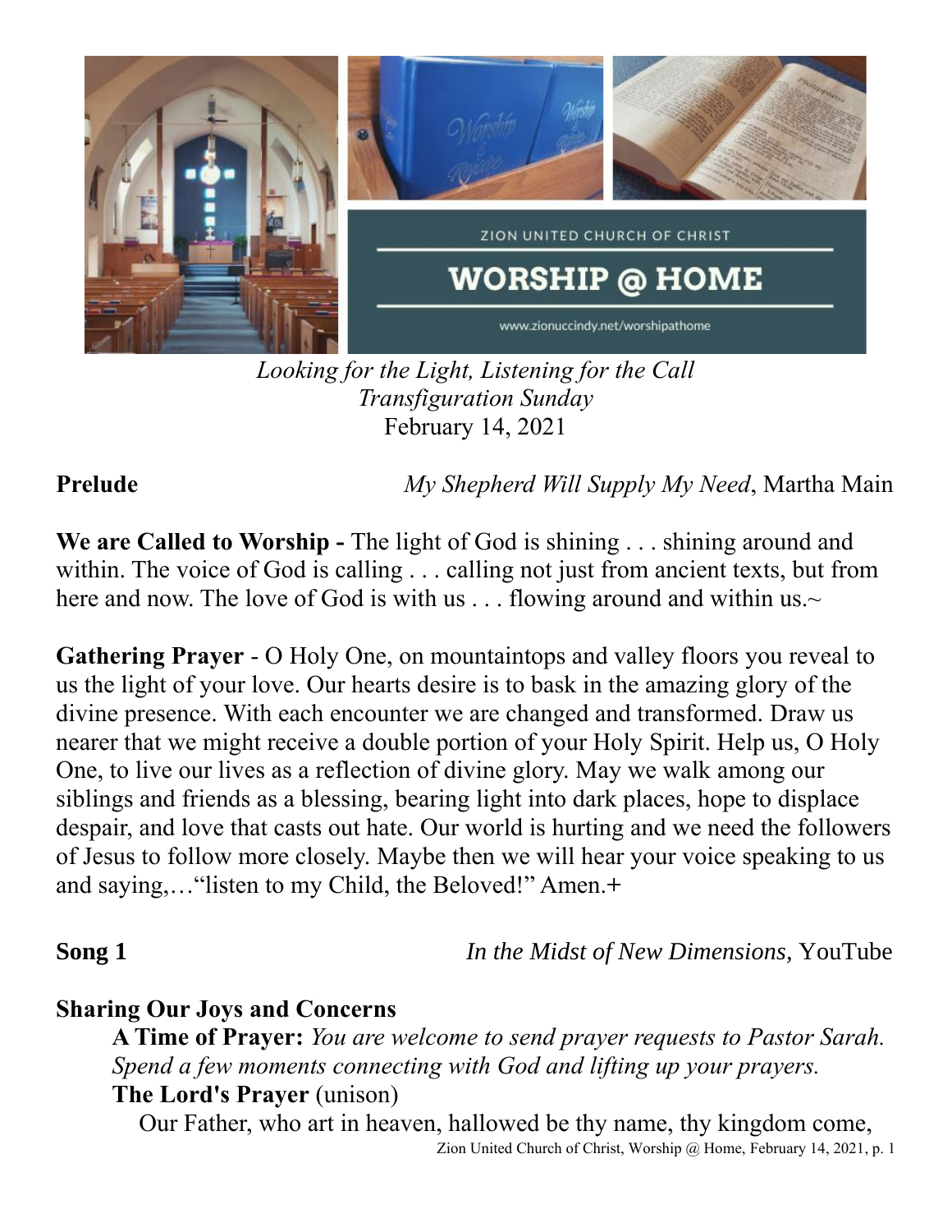ZION UNITED CHURCH OF CHRIST

# WORSHIP @ HOME

www.zionuccindy.net/worshipathome

*Looking for the Light, Listening for the Call*
*Transfiguration Sunday*
February 14, 2021

**Prelude** *My Shepherd Will Supply My Need*, Martha Main

**We are Called to Worship -** The light of God is shining . . . shining around and within. The voice of God is calling . . . calling not just from ancient texts, but from here and now. The love of God is with us . . . flowing around and within us.~

**Gathering Prayer** - O Holy One, on mountaintops and valley floors you reveal to us the light of your love. Our hearts desire is to bask in the amazing glory of the divine presence. With each encounter we are changed and transformed. Draw us nearer that we might receive a double portion of your Holy Spirit. Help us, O Holy One, to live our lives as a reflection of divine glory. May we walk among our siblings and friends as a blessing, bearing light into dark places, hope to displace despair, and love that casts out hate. Our world is hurting and we need the followers of Jesus to follow more closely. Maybe then we will hear your voice speaking to us and saying,…"listen to my Child, the Beloved!" Amen.+

**Song 1** *In the Midst of New Dimensions,* YouTube

**Sharing Our Joys and Concerns**

**A Time of Prayer:** *You are welcome to send prayer requests to Pastor Sarah. Spend a few moments connecting with God and lifting up your prayers.*

**The Lord's Prayer** (unison)

Our Father, who art in heaven, hallowed be thy name, thy kingdom come,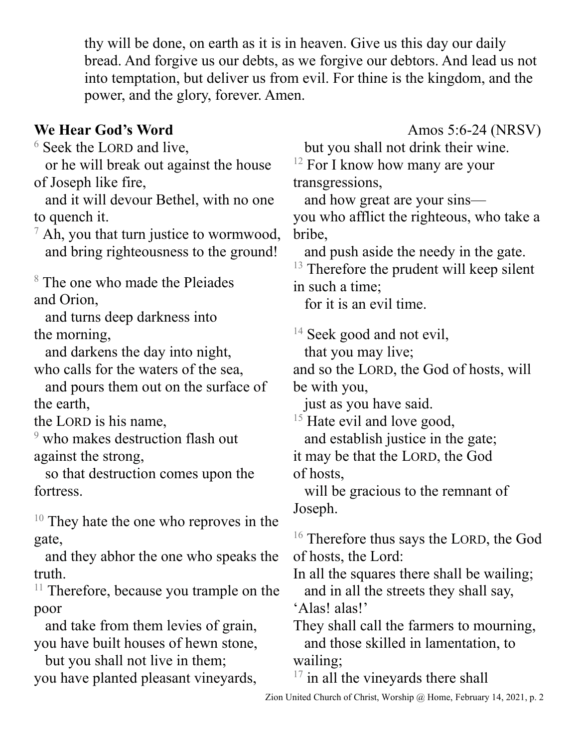thy will be done, on earth as it is in heaven. Give us this day our daily bread. And forgive us our debts, as we forgive our debtors. And lead us not into temptation, but deliver us from evil. For thine is the kingdom, and the power, and the glory, forever. Amen.

**We Hear God's Word** Amos 5:6-24 (NRSV)

[6] Seek the LORD and live,
or he will break out against the house of Joseph like fire,
and it will devour Bethel, with no one to quench it.
[7] Ah, you that turn justice to wormwood,
and bring righteousness to the ground!

[8] The one who made the Pleiades and Orion,
and turns deep darkness into the morning,
and darkens the day into night,
who calls for the waters of the sea,
and pours them out on the surface of the earth,
the LORD is his name,
[9] who makes destruction flash out against the strong,
so that destruction comes upon the fortress.

[10] They hate the one who reproves in the gate,
and they abhor the one who speaks the truth.
[11] Therefore, because you trample on the poor
and take from them levies of grain,
you have built houses of hewn stone,
but you shall not live in them;
you have planted pleasant vineyards,
but you shall not drink their wine.
[12] For I know how many are your transgressions,
and how great are your sins—
you who afflict the righteous, who take a bribe,
and push aside the needy in the gate.
[13] Therefore the prudent will keep silent in such a time;
for it is an evil time.

[14] Seek good and not evil,
that you may live;
and so the LORD, the God of hosts, will be with you,
just as you have said.
[15] Hate evil and love good,
and establish justice in the gate;
it may be that the LORD, the God of hosts,
will be gracious to the remnant of Joseph.

[16] Therefore thus says the LORD, the God of hosts, the Lord:
In all the squares there shall be wailing;
and in all the streets they shall say, 'Alas! alas!'
They shall call the farmers to mourning,
and those skilled in lamentation, to wailing;
[17] in all the vineyards there shall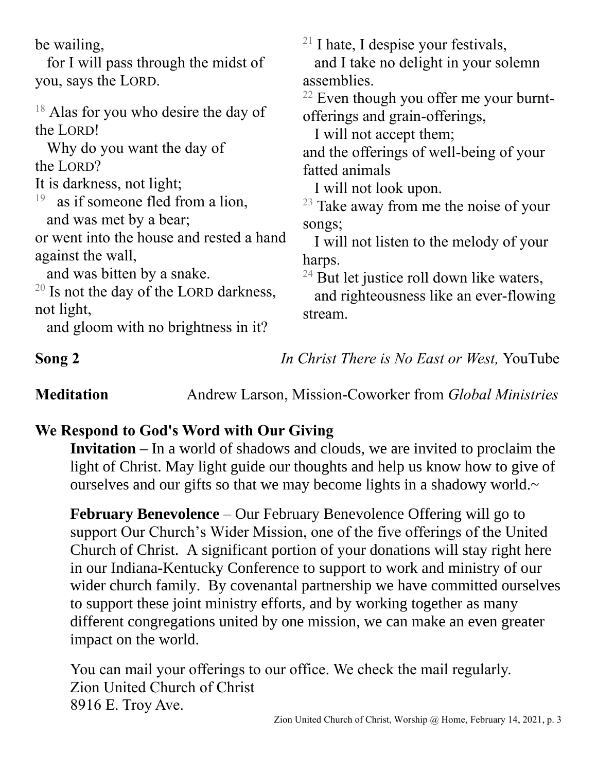be wailing,
  for I will pass through the midst of you, says the LORD.

[18] Alas for you who desire the day of the LORD!
  Why do you want the day of the LORD?
It is darkness, not light;
[19] as if someone fled from a lion,
  and was met by a bear;
or went into the house and rested a hand against the wall,
  and was bitten by a snake.
[20] Is not the day of the LORD darkness, not light,
  and gloom with no brightness in it?

[21] I hate, I despise your festivals,
  and I take no delight in your solemn assemblies.
[22] Even though you offer me your burnt-offerings and grain-offerings,
  I will not accept them;
and the offerings of well-being of your fatted animals
  I will not look upon.
[23] Take away from me the noise of your songs;
  I will not listen to the melody of your harps.
[24] But let justice roll down like waters,
  and righteousness like an ever-flowing stream.

**Song 2** *In Christ There is No East or West,* YouTube

**Meditation** Andrew Larson, Mission-Coworker from *Global Ministries*

**We Respond to God's Word with Our Giving**

**Invitation –** In a world of shadows and clouds, we are invited to proclaim the light of Christ. May light guide our thoughts and help us know how to give of ourselves and our gifts so that we may become lights in a shadowy world.~

**February Benevolence** – Our February Benevolence Offering will go to support Our Church's Wider Mission, one of the five offerings of the United Church of Christ. A significant portion of your donations will stay right here in our Indiana-Kentucky Conference to support to work and ministry of our wider church family. By covenantal partnership we have committed ourselves to support these joint ministry efforts, and by working together as many different congregations united by one mission, we can make an even greater impact on the world.

You can mail your offerings to our office. We check the mail regularly.
Zion United Church of Christ
8916 E. Troy Ave.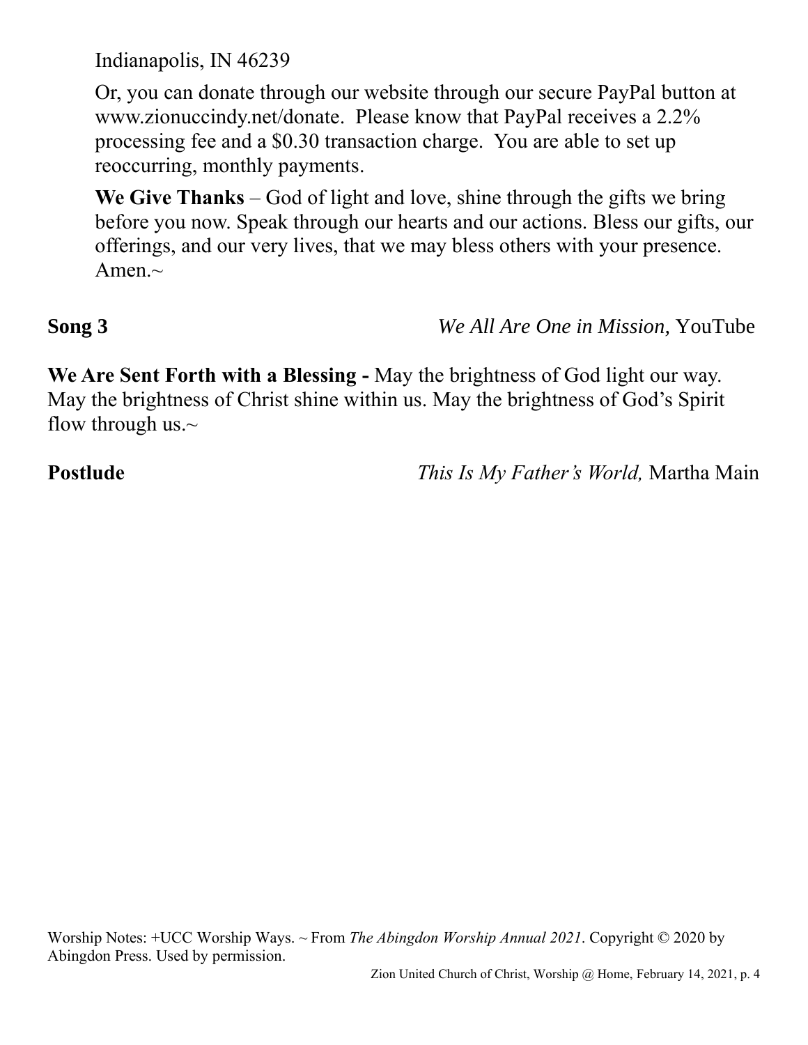Indianapolis, IN 46239

Or, you can donate through our website through our secure PayPal button at www.zionuccindy.net/donate. Please know that PayPal receives a 2.2% processing fee and a $0.30 transaction charge. You are able to set up reoccurring, monthly payments.

**We Give Thanks** – God of light and love, shine through the gifts we bring before you now. Speak through our hearts and our actions. Bless our gifts, our offerings, and our very lives, that we may bless others with your presence. Amen.~

**Song 3** *We All Are One in Mission,* YouTube

**We Are Sent Forth with a Blessing -** May the brightness of God light our way. May the brightness of Christ shine within us. May the brightness of God's Spirit flow through us.~

**Postlude** *This Is My Father's World,* Martha Main

Worship Notes: +UCC Worship Ways. ~ From *The Abingdon Worship Annual 2021*. Copyright © 2020 by Abingdon Press. Used by permission.